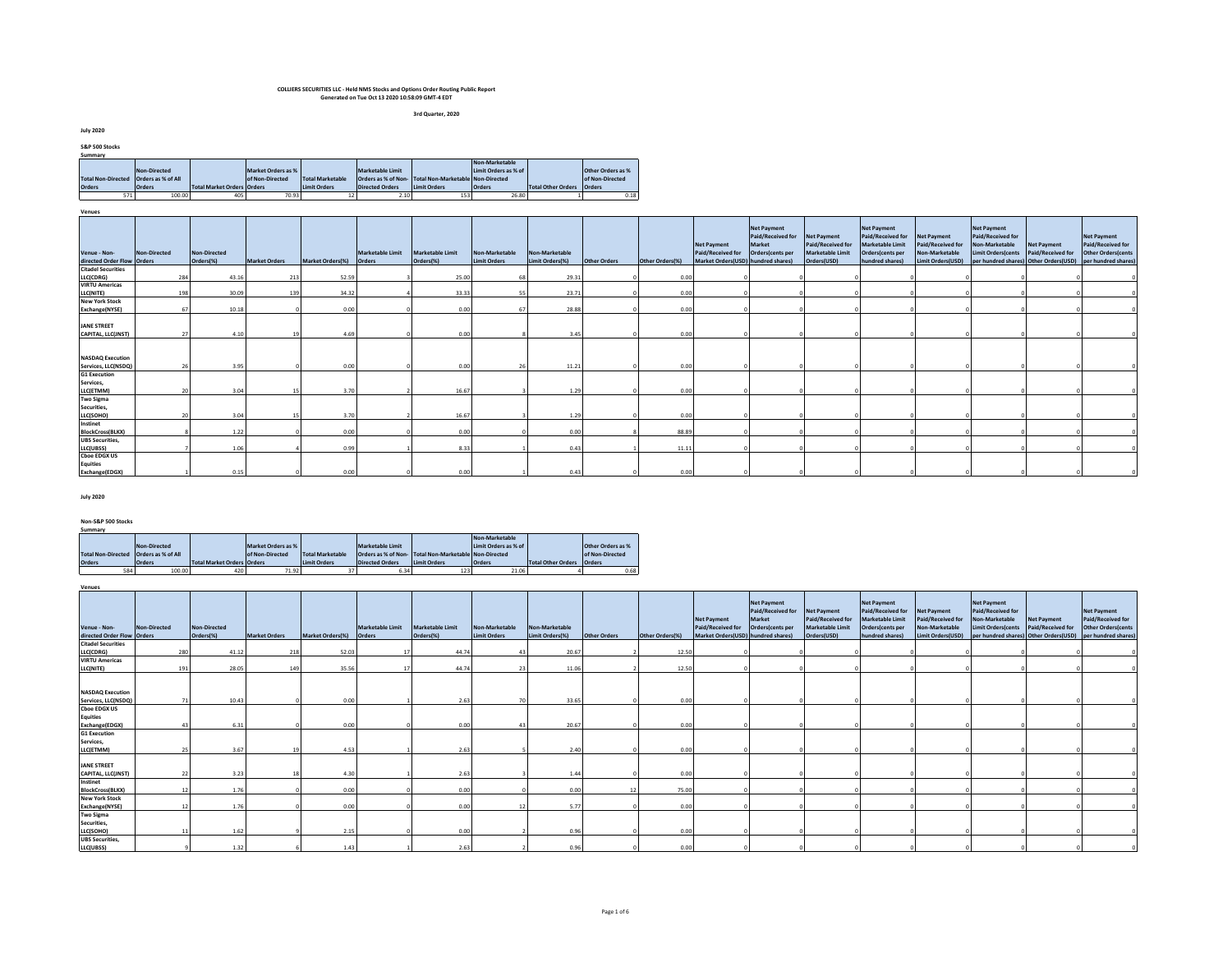**COLLIERS SECURITIES LLC - Held NMS Stocks and Options Order Routing Public Report**
**Generated on Tue Oct 13 2020 10:58:09 GMT-4 EDT**

**3rd Quarter, 2020**

**July 2020**

**S&P 500 Stocks**

**Summary**

| Total Non-Directed Orders | Non-Directed Orders as % of All Orders | Total Market Orders | Market Orders as % of Non-Directed Orders | Total Marketable Limit Orders | Marketable Limit Orders as % of Non-Directed Orders | Total Non-Marketable Limit Orders | Non-Marketable Limit Orders as % of Non-Directed Orders | Total Other Orders | Other Orders as % of Non-Directed Orders |
|---|---|---|---|---|---|---|---|---|---|
| 571 | 100.00 | 405 | 70.93 | 12 | 2.10 | 153 | 26.80 | 1 | 0.18 |

**Venues**

| Venue - Non-directed Order Flow | Non-Directed Orders | Non-Directed Orders(%) | Market Orders | Market Orders(%) | Marketable Limit Orders | Marketable Limit Orders(%) | Non-Marketable Limit Orders | Non-Marketable Limit Orders(%) | Other Orders | Other Orders(%) | Net Payment Paid/Received for Market Orders(USD) | Net Payment Paid/Received for Market Orders(cents per hundred shares) | Net Payment Paid/Received for Marketable Limit Orders(USD) | Net Payment Paid/Received for Marketable Limit Orders(cents per hundred shares) | Net Payment Paid/Received for Non-Marketable Limit Orders(USD) | Net Payment Paid/Received for Non-Marketable Limit Orders(cents per hundred shares) | Net Payment Paid/Received for Other Orders(USD) | Net Payment Paid/Received for Other Orders(cents per hundred shares) |
|---|---|---|---|---|---|---|---|---|---|---|---|---|---|---|---|---|---|---|
| Citadel Securities LLC(CDRG) | 284 | 43.16 | 213 | 52.59 | 3 | 25.00 | 68 | 29.31 | 0 | 0.00 | 0 | 0 | 0 | 0 | 0 | 0 | 0 | 0 |
| VIRTU Americas LLC(NITE) | 198 | 30.09 | 139 | 34.32 | 4 | 33.33 | 55 | 23.71 | 0 | 0.00 | 0 | 0 | 0 | 0 | 0 | 0 | 0 | 0 |
| New York Stock Exchange(NYSE) | 67 | 10.18 | 0 | 0.00 | 0 | 0.00 | 67 | 28.88 | 0 | 0.00 | 0 | 0 | 0 | 0 | 0 | 0 | 0 | 0 |
| JANE STREET CAPITAL, LLC(JNST) | 27 | 4.10 | 19 | 4.69 | 0 | 0.00 | 8 | 3.45 | 0 | 0.00 | 0 | 0 | 0 | 0 | 0 | 0 | 0 | 0 |
| NASDAQ Execution Services, LLC(NSDQ) | 26 | 3.95 | 0 | 0.00 | 0 | 0.00 | 26 | 11.21 | 0 | 0.00 | 0 | 0 | 0 | 0 | 0 | 0 | 0 | 0 |
| G1 Execution Services, LLC(ETMM) | 20 | 3.04 | 15 | 3.70 | 2 | 16.67 | 3 | 1.29 | 0 | 0.00 | 0 | 0 | 0 | 0 | 0 | 0 | 0 | 0 |
| Two Sigma Securities, LLC(SOHO) | 20 | 3.04 | 15 | 3.70 | 2 | 16.67 | 3 | 1.29 | 0 | 0.00 | 0 | 0 | 0 | 0 | 0 | 0 | 0 | 0 |
| Instinet BlockCross(BLKX) | 8 | 1.22 | 0 | 0.00 | 0 | 0.00 | 0 | 0.00 | 8 | 88.89 | 0 | 0 | 0 | 0 | 0 | 0 | 0 | 0 |
| UBS Securities, LLC(UBSS) | 7 | 1.06 | 4 | 0.99 | 1 | 8.33 | 1 | 0.43 | 1 | 11.11 | 0 | 0 | 0 | 0 | 0 | 0 | 0 | 0 |
| Cboe EDGX US Equities Exchange(EDGX) | 1 | 0.15 | 0 | 0.00 | 0 | 0.00 | 1 | 0.43 | 0 | 0.00 | 0 | 0 | 0 | 0 | 0 | 0 | 0 | 0 |

**July 2020**

**Non-S&P 500 Stocks**

**Summary**

| Total Non-Directed Orders | Non-Directed Orders as % of All Orders | Total Market Orders | Market Orders as % of Non-Directed Orders | Total Marketable Limit Orders | Marketable Limit Orders as % of Non-Directed Orders | Total Non-Marketable Limit Orders | Non-Marketable Limit Orders as % of Non-Directed Orders | Total Other Orders | Other Orders as % of Non-Directed Orders |
|---|---|---|---|---|---|---|---|---|---|
| 584 | 100.00 | 420 | 71.92 | 37 | 6.34 | 123 | 21.06 | 4 | 0.68 |

**Venues**

| Venue - Non-directed Order Flow | Non-Directed Orders | Non-Directed Orders(%) | Market Orders | Market Orders(%) | Marketable Limit Orders | Marketable Limit Orders(%) | Non-Marketable Limit Orders | Non-Marketable Limit Orders(%) | Other Orders | Other Orders(%) | Net Payment Paid/Received for Market Orders(USD) | Net Payment Paid/Received for Market Orders(cents per hundred shares) | Net Payment Paid/Received for Marketable Limit Orders(USD) | Net Payment Paid/Received for Marketable Limit Orders(cents per hundred shares) | Net Payment Paid/Received for Non-Marketable Limit Orders(USD) | Net Payment Paid/Received for Non-Marketable Limit Orders(cents per hundred shares) | Net Payment Paid/Received for Other Orders(USD) | Net Payment Paid/Received for Other Orders(cents per hundred shares) |
|---|---|---|---|---|---|---|---|---|---|---|---|---|---|---|---|---|---|---|
| Citadel Securities LLC(CDRG) | 280 | 41.12 | 218 | 52.03 | 17 | 44.74 | 43 | 20.67 | 2 | 12.50 | 0 | 0 | 0 | 0 | 0 | 0 | 0 | 0 |
| VIRTU Americas LLC(NITE) | 191 | 28.05 | 149 | 35.56 | 17 | 44.74 | 23 | 11.06 | 2 | 12.50 | 0 | 0 | 0 | 0 | 0 | 0 | 0 | 0 |
| NASDAQ Execution Services, LLC(NSDQ) | 71 | 10.43 | 0 | 0.00 | 1 | 2.63 | 70 | 33.65 | 0 | 0.00 | 0 | 0 | 0 | 0 | 0 | 0 | 0 | 0 |
| Cboe EDGX US Equities Exchange(EDGX) | 43 | 6.31 | 0 | 0.00 | 0 | 0.00 | 43 | 20.67 | 0 | 0.00 | 0 | 0 | 0 | 0 | 0 | 0 | 0 | 0 |
| G1 Execution Services, LLC(ETMM) | 25 | 3.67 | 19 | 4.53 | 1 | 2.63 | 5 | 2.40 | 0 | 0.00 | 0 | 0 | 0 | 0 | 0 | 0 | 0 | 0 |
| JANE STREET CAPITAL, LLC(JNST) | 22 | 3.23 | 18 | 4.30 | 1 | 2.63 | 3 | 1.44 | 0 | 0.00 | 0 | 0 | 0 | 0 | 0 | 0 | 0 | 0 |
| Instinet BlockCross(BLKX) | 12 | 1.76 | 0 | 0.00 | 0 | 0.00 | 0 | 0.00 | 12 | 75.00 | 0 | 0 | 0 | 0 | 0 | 0 | 0 | 0 |
| New York Stock Exchange(NYSE) | 12 | 1.76 | 0 | 0.00 | 0 | 0.00 | 12 | 5.77 | 0 | 0.00 | 0 | 0 | 0 | 0 | 0 | 0 | 0 | 0 |
| Two Sigma Securities, LLC(SOHO) | 11 | 1.62 | 9 | 2.15 | 0 | 0.00 | 2 | 0.96 | 0 | 0.00 | 0 | 0 | 0 | 0 | 0 | 0 | 0 | 0 |
| UBS Securities, LLC(UBSS) | 9 | 1.32 | 6 | 1.43 | 1 | 2.63 | 2 | 0.96 | 0 | 0.00 | 0 | 0 | 0 | 0 | 0 | 0 | 0 | 0 |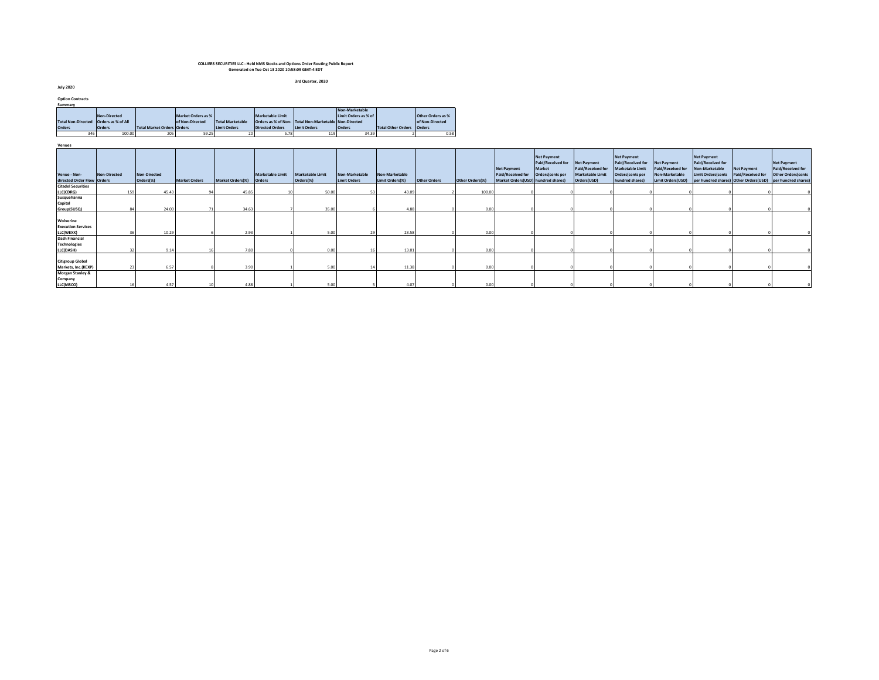**COLLIERS SECURITIES LLC - Held NMS Stocks and Options Order Routing Public Report**
**Generated on Tue Oct 13 2020 10:58:09 GMT-4 EDT**

**3rd Quarter, 2020**

**July 2020**

**Option Contracts**

**Summary**

| Total Non-Directed Orders | Non-Directed Orders as % of All Orders | Total Market Orders | Market Orders as % of Non-Directed Orders | Total Marketable Limit Orders | Marketable Limit Orders as % of Non-Directed Orders | Total Non-Marketable Limit Orders | Non-Marketable Limit Orders as % of Non-Directed Orders | Total Other Orders | Other Orders as % of Non-Directed Orders |
|---|---|---|---|---|---|---|---|---|---|
| 346 | 100.00 | 205 | 59.25 | 20 | 5.78 | 119 | 34.39 | 2 | 0.58 |

**Venues**

| Venue - Non-directed Order Flow | Non-Directed Orders | Non-Directed Orders(%) | Market Orders | Market Orders(%) | Marketable Limit Orders | Marketable Limit Orders(%) | Non-Marketable Limit Orders | Non-Marketable Limit Orders(%) | Other Orders | Other Orders(%) | Net Payment Paid/Received for Market Orders(USD) | Net Payment Paid/Received for Market Orders(cents per hundred shares) | Net Payment Paid/Received for Marketable Limit Orders(USD) | Net Payment Paid/Received for Marketable Limit Orders(cents per hundred shares) | Net Payment Paid/Received for Non-Marketable Limit Orders(USD) | Net Payment Paid/Received for Non-Marketable Limit Orders(cents per hundred shares) | Net Payment Paid/Received for Other Orders(USD) | Net Payment Paid/Received for Other Orders(cents per hundred shares) |
|---|---|---|---|---|---|---|---|---|---|---|---|---|---|---|---|---|---|---|
| Citadel Securities LLC(CDRG) | 159 | 45.43 | 94 | 45.85 | 10 | 50.00 | 53 | 43.09 | 2 | 100.00 | 0 | 0 | 0 | 0 | 0 | 0 | 0 | 0 |
| Susquehanna Capital Group(SUSQ) | 84 | 24.00 | 71 | 34.63 | 7 | 35.00 | 6 | 4.88 | 0 | 0.00 | 0 | 0 | 0 | 0 | 0 | 0 | 0 | 0 |
| Wolverine Execution Services LLC(WEXX) | 36 | 10.29 | 6 | 2.93 | 1 | 5.00 | 29 | 23.58 | 0 | 0.00 | 0 | 0 | 0 | 0 | 0 | 0 | 0 | 0 |
| Dash Financial Technologies LLC(DASH) | 32 | 9.14 | 16 | 7.80 | 0 | 0.00 | 16 | 13.01 | 0 | 0.00 | 0 | 0 | 0 | 0 | 0 | 0 | 0 | 0 |
| Citigroup Global Markets, Inc.(KEXP) | 23 | 6.57 | 8 | 3.90 | 1 | 5.00 | 14 | 11.38 | 0 | 0.00 | 0 | 0 | 0 | 0 | 0 | 0 | 0 | 0 |
| Morgan Stanley & Company LLC(MSCO) | 16 | 4.57 | 10 | 4.88 | 1 | 5.00 | 5 | 4.07 | 0 | 0.00 | 0 | 0 | 0 | 0 | 0 | 0 | 0 | 0 |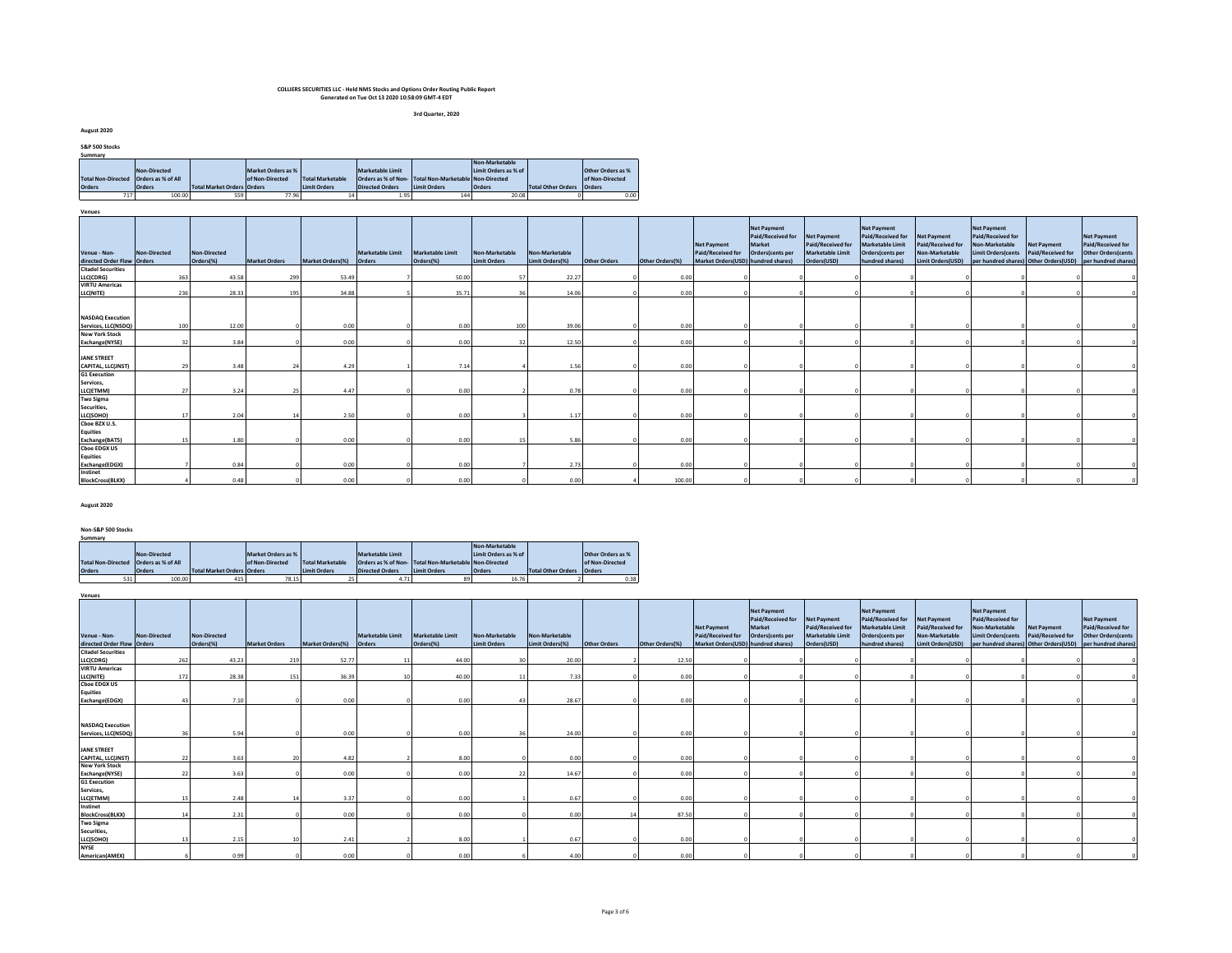**COLLIERS SECURITIES LLC - Held NMS Stocks and Options Order Routing Public Report**
**Generated on Tue Oct 13 2020 10:58:09 GMT-4 EDT**

**3rd Quarter, 2020**

**August 2020**

**S&P 500 Stocks**

**Summary**

| Total Non-Directed Orders | Non-Directed Orders as % of All Orders | Total Market Orders | Market Orders as % of Non-Directed Orders | Total Marketable Limit Orders | Marketable Limit Orders as % of Non-Directed Orders | Total Non-Marketable Limit Orders | Non-Marketable Limit Orders as % of Non-Directed Orders | Total Other Orders | Other Orders as % of Non-Directed Orders |
|---|---|---|---|---|---|---|---|---|---|
| 717 | 100.00 | 559 | 77.96 | 14 | 1.95 | 144 | 20.08 | 0 | 0.00 |

**Venues**

| Venue - Non-directed Order Flow | Non-Directed Orders | Non-Directed Orders(%) | Market Orders | Market Orders(%) | Marketable Limit Orders | Marketable Limit Orders(%) | Non-Marketable Limit Orders | Non-Marketable Limit Orders(%) | Other Orders | Other Orders(%) | Net Payment Paid/Received for Market Orders(USD) | Net Payment Paid/Received for Market Orders(cents per hundred shares) | Net Payment Paid/Received for Marketable Limit Orders(USD) | Net Payment Paid/Received for Marketable Limit Orders(cents per hundred shares) | Net Payment Paid/Received for Non-Marketable Limit Orders(USD) | Net Payment Paid/Received for Non-Marketable Limit Orders(cents per hundred shares) | Net Payment Paid/Received for Other Orders(USD) | Net Payment Paid/Received for Other Orders(cents per hundred shares) |
|---|---|---|---|---|---|---|---|---|---|---|---|---|---|---|---|---|---|---|
| Citadel Securities LLC(CDRG) | 363 | 43.58 | 299 | 53.49 | 7 | 50.00 | 57 | 22.27 | 0 | 0.00 | 0 | 0 | 0 | 0 | 0 | 0 | 0 | 0 |
| VIRTU Americas LLC(NITE) | 236 | 28.33 | 195 | 34.88 | 5 | 35.71 | 36 | 14.06 | 0 | 0.00 | 0 | 0 | 0 | 0 | 0 | 0 | 0 | 0 |
| NASDAQ Execution Services, LLC(NSDQ) | 100 | 12.00 | 0 | 0.00 | 0 | 0.00 | 100 | 39.06 | 0 | 0.00 | 0 | 0 | 0 | 0 | 0 | 0 | 0 | 0 |
| New York Stock Exchange(NYSE) | 32 | 3.84 | 0 | 0.00 | 0 | 0.00 | 32 | 12.50 | 0 | 0.00 | 0 | 0 | 0 | 0 | 0 | 0 | 0 | 0 |
| JANE STREET CAPITAL, LLC(JNST) | 29 | 3.48 | 24 | 4.29 | 1 | 7.14 | 4 | 1.56 | 0 | 0.00 | 0 | 0 | 0 | 0 | 0 | 0 | 0 | 0 |
| G1 Execution Services, LLC(ETMM) | 27 | 3.24 | 25 | 4.47 | 0 | 0.00 | 2 | 0.78 | 0 | 0.00 | 0 | 0 | 0 | 0 | 0 | 0 | 0 | 0 |
| Two Sigma Securities, LLC(SOHO) | 17 | 2.04 | 14 | 2.50 | 0 | 0.00 | 3 | 1.17 | 0 | 0.00 | 0 | 0 | 0 | 0 | 0 | 0 | 0 | 0 |
| Cboe BZX U.S. Equities Exchange(BATS) | 15 | 1.80 | 0 | 0.00 | 0 | 0.00 | 15 | 5.86 | 0 | 0.00 | 0 | 0 | 0 | 0 | 0 | 0 | 0 | 0 |
| Cboe EDGX US Equities Exchange(EDGX) | 7 | 0.84 | 0 | 0.00 | 0 | 0.00 | 7 | 2.73 | 0 | 0.00 | 0 | 0 | 0 | 0 | 0 | 0 | 0 | 0 |
| Instinet BlockCross(BLKX) | 4 | 0.48 | 0 | 0.00 | 0 | 0.00 | 0 | 0.00 | 4 | 100.00 | 0 | 0 | 0 | 0 | 0 | 0 | 0 | 0 |

**August 2020**

**Non-S&P 500 Stocks**

**Summary**

| Total Non-Directed Orders | Non-Directed Orders as % of All Orders | Total Market Orders | Market Orders as % of Non-Directed Orders | Total Marketable Limit Orders | Marketable Limit Orders as % of Non-Directed Orders | Total Non-Marketable Limit Orders | Non-Marketable Limit Orders as % of Non-Directed Orders | Total Other Orders | Other Orders as % of Non-Directed Orders |
|---|---|---|---|---|---|---|---|---|---|
| 531 | 100.00 | 415 | 78.15 | 25 | 4.71 | 89 | 16.76 | 2 | 0.38 |

**Venues**

| Venue - Non-directed Order Flow | Non-Directed Orders | Non-Directed Orders(%) | Market Orders | Market Orders(%) | Marketable Limit Orders | Marketable Limit Orders(%) | Non-Marketable Limit Orders | Non-Marketable Limit Orders(%) | Other Orders | Other Orders(%) | Net Payment Paid/Received for Market Orders(USD) | Net Payment Paid/Received for Market Orders(cents per hundred shares) | Net Payment Paid/Received for Marketable Limit Orders(USD) | Net Payment Paid/Received for Marketable Limit Orders(cents per hundred shares) | Net Payment Paid/Received for Non-Marketable Limit Orders(USD) | Net Payment Paid/Received for Non-Marketable Limit Orders(cents per hundred shares) | Net Payment Paid/Received for Other Orders(USD) | Net Payment Paid/Received for Other Orders(cents per hundred shares) |
|---|---|---|---|---|---|---|---|---|---|---|---|---|---|---|---|---|---|---|
| Citadel Securities LLC(CDRG) | 262 | 43.23 | 219 | 52.77 | 11 | 44.00 | 30 | 20.00 | 2 | 12.50 | 0 | 0 | 0 | 0 | 0 | 0 | 0 | 0 |
| VIRTU Americas LLC(NITE) | 172 | 28.38 | 151 | 36.39 | 10 | 40.00 | 11 | 7.33 | 0 | 0.00 | 0 | 0 | 0 | 0 | 0 | 0 | 0 | 0 |
| Cboe EDGX US Equities Exchange(EDGX) | 43 | 7.10 | 0 | 0.00 | 0 | 0.00 | 43 | 28.67 | 0 | 0.00 | 0 | 0 | 0 | 0 | 0 | 0 | 0 | 0 |
| NASDAQ Execution Services, LLC(NSDQ) | 36 | 5.94 | 0 | 0.00 | 0 | 0.00 | 36 | 24.00 | 0 | 0.00 | 0 | 0 | 0 | 0 | 0 | 0 | 0 | 0 |
| JANE STREET CAPITAL, LLC(JNST) | 22 | 3.63 | 20 | 4.82 | 2 | 8.00 | 0 | 0.00 | 0 | 0.00 | 0 | 0 | 0 | 0 | 0 | 0 | 0 | 0 |
| New York Stock Exchange(NYSE) | 22 | 3.63 | 0 | 0.00 | 0 | 0.00 | 22 | 14.67 | 0 | 0.00 | 0 | 0 | 0 | 0 | 0 | 0 | 0 | 0 |
| G1 Execution Services, LLC(ETMM) | 15 | 2.48 | 14 | 3.37 | 0 | 0.00 | 1 | 0.67 | 0 | 0.00 | 0 | 0 | 0 | 0 | 0 | 0 | 0 | 0 |
| Instinet BlockCross(BLKX) | 14 | 2.31 | 0 | 0.00 | 0 | 0.00 | 0 | 0.00 | 14 | 87.50 | 0 | 0 | 0 | 0 | 0 | 0 | 0 | 0 |
| Two Sigma Securities, LLC(SOHO) | 13 | 2.15 | 10 | 2.41 | 2 | 8.00 | 1 | 0.67 | 0 | 0.00 | 0 | 0 | 0 | 0 | 0 | 0 | 0 | 0 |
| NYSE American(AMEX) | 6 | 0.99 | 0 | 0.00 | 0 | 0.00 | 6 | 4.00 | 0 | 0.00 | 0 | 0 | 0 | 0 | 0 | 0 | 0 | 0 |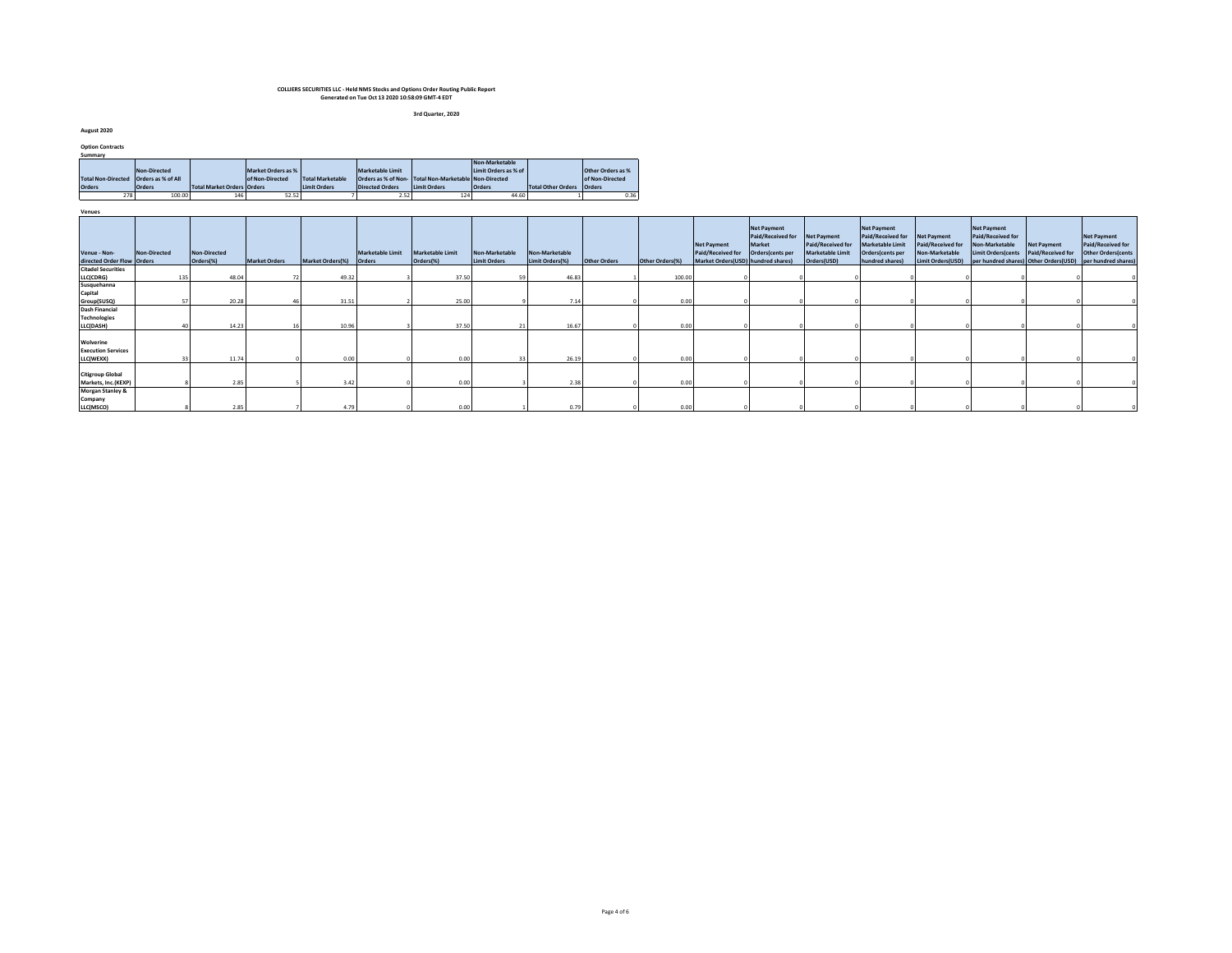**COLLIERS SECURITIES LLC - Held NMS Stocks and Options Order Routing Public Report**
**Generated on Tue Oct 13 2020 10:58:09 GMT-4 EDT**

**3rd Quarter, 2020**

**August 2020**

**Option Contracts**

**Summary**

| Total Non-Directed Orders | Non-Directed Orders as % of All Orders | Total Market Orders | Market Orders as % of Non-Directed Orders | Total Marketable Limit Orders | Marketable Limit Orders as % of Non-Directed Orders | Total Non-Marketable Limit Orders | Non-Marketable Limit Orders as % of Non-Directed Orders | Total Other Orders | Other Orders as % of Non-Directed Orders |
|---|---|---|---|---|---|---|---|---|---|
| 278 | 100.00 | 146 | 52.52 | 7 | 2.52 | 124 | 44.60 | 1 | 0.36 |

**Venues**

| Venue - Non-directed Order Flow | Non-Directed Orders | Non-Directed Orders(%) | Market Orders | Market Orders(%) | Marketable Limit Orders | Marketable Limit Orders(%) | Non-Marketable Limit Orders | Non-Marketable Limit Orders(%) | Other Orders | Other Orders(%) | Net Payment Paid/Received for Market Orders(USD) | Net Payment Paid/Received for Market Orders(cents per hundred shares) | Net Payment Paid/Received for Marketable Limit Orders(USD) | Net Payment Paid/Received for Marketable Limit Orders(cents per hundred shares) | Net Payment Paid/Received for Non-Marketable Limit Orders(USD) | Net Payment Paid/Received for Non-Marketable Limit Orders(cents per hundred shares) | Net Payment Paid/Received for Other Orders(USD) | Net Payment Paid/Received for Other Orders(cents per hundred shares) |
|---|---|---|---|---|---|---|---|---|---|---|---|---|---|---|---|---|---|---|
| Citadel Securities LLC(CDRG) | 135 | 48.04 | 72 | 49.32 | 3 | 37.50 | 59 | 46.83 | 1 | 100.00 | 0 | 0 | 0 | 0 | 0 | 0 | 0 | 0 |
| Susquehanna Capital Group(SUSQ) | 57 | 20.28 | 46 | 31.51 | 2 | 25.00 | 9 | 7.14 | 0 | 0.00 | 0 | 0 | 0 | 0 | 0 | 0 | 0 | 0 |
| Dash Financial Technologies LLC(DASH) | 40 | 14.23 | 16 | 10.96 | 3 | 37.50 | 21 | 16.67 | 0 | 0.00 | 0 | 0 | 0 | 0 | 0 | 0 | 0 | 0 |
| Wolverine Execution Services LLC(WEXX) | 33 | 11.74 | 0 | 0.00 | 0 | 0.00 | 33 | 26.19 | 0 | 0.00 | 0 | 0 | 0 | 0 | 0 | 0 | 0 | 0 |
| Citigroup Global Markets, Inc.(KEXP) | 8 | 2.85 | 5 | 3.42 | 0 | 0.00 | 3 | 2.38 | 0 | 0.00 | 0 | 0 | 0 | 0 | 0 | 0 | 0 | 0 |
| Morgan Stanley & Company LLC(MSCO) | 8 | 2.85 | 7 | 4.79 | 0 | 0.00 | 1 | 0.79 | 0 | 0.00 | 0 | 0 | 0 | 0 | 0 | 0 | 0 | 0 |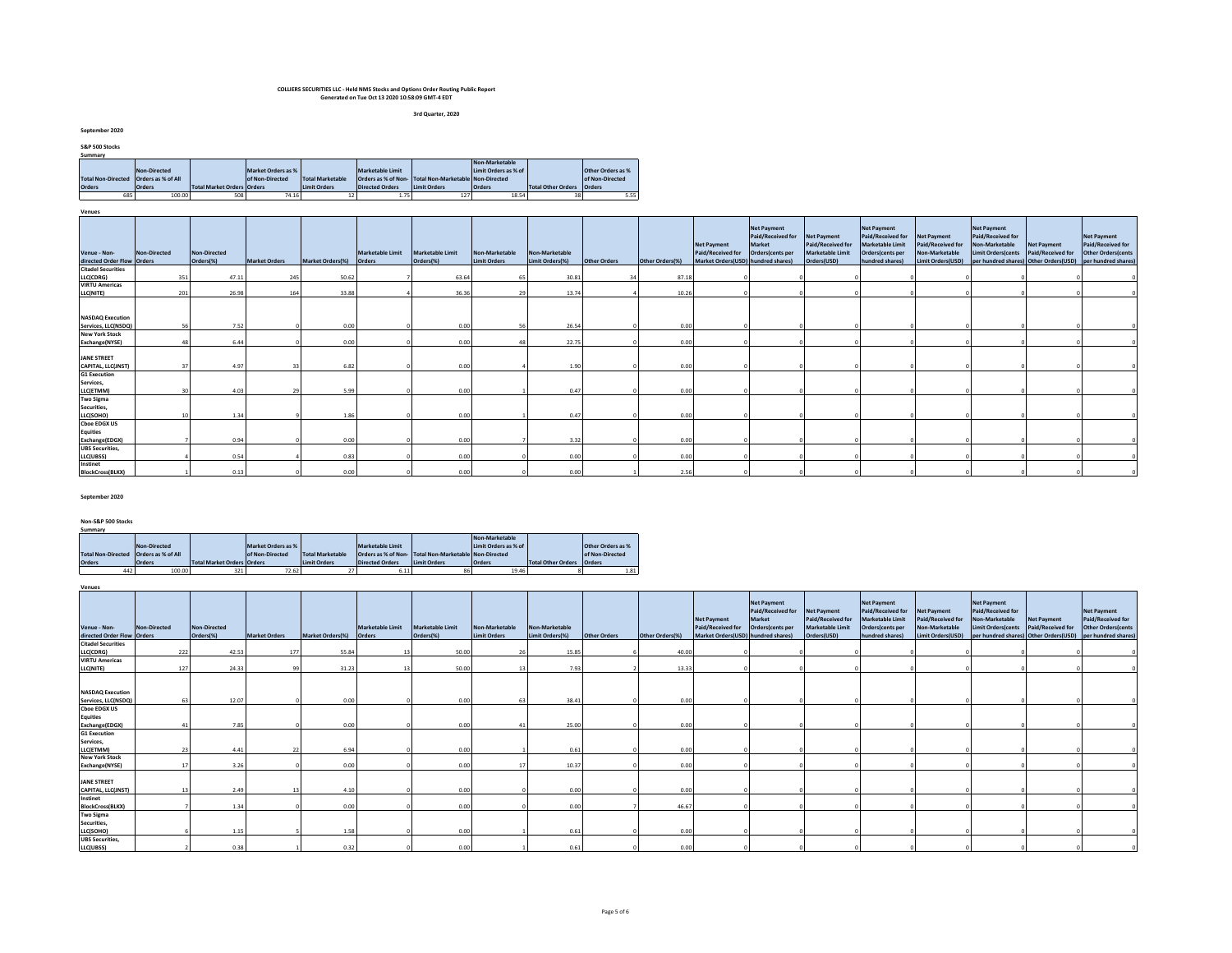**COLLIERS SECURITIES LLC - Held NMS Stocks and Options Order Routing Public Report**
**Generated on Tue Oct 13 2020 10:58:09 GMT-4 EDT**

**3rd Quarter, 2020**

**September 2020**

**S&P 500 Stocks**

**Summary**

| Total Non-Directed Orders | Non-Directed Orders as % of All Orders | Total Market Orders | Market Orders as % of Non-Directed Orders | Total Marketable Limit Orders | Marketable Limit Orders as % of Non-Directed Orders | Total Non-Marketable Limit Orders | Non-Marketable Limit Orders as % of Non-Directed Orders | Total Other Orders | Other Orders as % of Non-Directed Orders |
|---|---|---|---|---|---|---|---|---|---|
| 685 | 100.00 | 508 | 74.16 | 12 | 1.75 | 127 | 18.54 | 38 | 5.55 |

**Venues**

| Venue - Non-directed Order Flow | Non-Directed Orders | Non-Directed Orders(%) | Market Orders | Market Orders(%) | Marketable Limit Orders | Marketable Limit Orders(%) | Non-Marketable Limit Orders | Non-Marketable Limit Orders(%) | Other Orders | Other Orders(%) | Net Payment Paid/Received for Market Orders(USD) | Net Payment Paid/Received for Market Orders(cents per hundred shares) | Net Payment Paid/Received for Marketable Limit Orders(USD) | Net Payment Paid/Received for Marketable Limit Orders(cents per hundred shares) | Net Payment Paid/Received for Non-Marketable Limit Orders(USD) | Net Payment Paid/Received for Non-Marketable Limit Orders(cents per hundred shares) | Net Payment Paid/Received for Other Orders(USD) | Net Payment Paid/Received for Other Orders(cents per hundred shares) |
|---|---|---|---|---|---|---|---|---|---|---|---|---|---|---|---|---|---|---|
| Citadel Securities LLC(CDRG) | 351 | 47.11 | 245 | 50.62 | 7 | 63.64 | 65 | 30.81 | 34 | 87.18 | 0 | 0 | 0 | 0 | 0 | 0 | 0 | 0 |
| VIRTU Americas LLC(NITE) | 201 | 26.98 | 164 | 33.88 | 4 | 36.36 | 29 | 13.74 | 4 | 10.26 | 0 | 0 | 0 | 0 | 0 | 0 | 0 | 0 |
| NASDAQ Execution Services, LLC(NSDQ) | 56 | 7.52 | 0 | 0.00 | 0 | 0.00 | 56 | 26.54 | 0 | 0.00 | 0 | 0 | 0 | 0 | 0 | 0 | 0 | 0 |
| New York Stock Exchange(NYSE) | 48 | 6.44 | 0 | 0.00 | 0 | 0.00 | 48 | 22.75 | 0 | 0.00 | 0 | 0 | 0 | 0 | 0 | 0 | 0 | 0 |
| JANE STREET CAPITAL, LLC(JNST) | 37 | 4.97 | 33 | 6.82 | 0 | 0.00 | 4 | 1.90 | 0 | 0.00 | 0 | 0 | 0 | 0 | 0 | 0 | 0 | 0 |
| G1 Execution Services, LLC(ETMM) | 30 | 4.03 | 29 | 5.99 | 0 | 0.00 | 1 | 0.47 | 0 | 0.00 | 0 | 0 | 0 | 0 | 0 | 0 | 0 | 0 |
| Two Sigma Securities, LLC(SOHO) | 10 | 1.34 | 9 | 1.86 | 0 | 0.00 | 1 | 0.47 | 0 | 0.00 | 0 | 0 | 0 | 0 | 0 | 0 | 0 | 0 |
| Cboe EDGX US Equities Exchange(EDGX) | 7 | 0.94 | 0 | 0.00 | 0 | 0.00 | 7 | 3.32 | 0 | 0.00 | 0 | 0 | 0 | 0 | 0 | 0 | 0 | 0 |
| UBS Securities, LLC(UBSS) | 4 | 0.54 | 4 | 0.83 | 0 | 0.00 | 0 | 0.00 | 0 | 0.00 | 0 | 0 | 0 | 0 | 0 | 0 | 0 | 0 |
| Instinet BlockCross(BLKX) | 1 | 0.13 | 0 | 0.00 | 0 | 0.00 | 0 | 0.00 | 1 | 2.56 | 0 | 0 | 0 | 0 | 0 | 0 | 0 | 0 |

**September 2020**

**Non-S&P 500 Stocks**

**Summary**

| Total Non-Directed Orders | Non-Directed Orders as % of All Orders | Total Market Orders | Market Orders as % of Non-Directed Orders | Total Marketable Limit Orders | Marketable Limit Orders as % of Non-Directed Orders | Total Non-Marketable Limit Orders | Non-Marketable Limit Orders as % of Non-Directed Orders | Total Other Orders | Other Orders as % of Non-Directed Orders |
|---|---|---|---|---|---|---|---|---|---|
| 442 | 100.00 | 321 | 72.62 | 27 | 6.11 | 86 | 19.46 | 8 | 1.81 |

**Venues**

| Venue - Non-directed Order Flow | Non-Directed Orders | Non-Directed Orders(%) | Market Orders | Market Orders(%) | Marketable Limit Orders | Marketable Limit Orders(%) | Non-Marketable Limit Orders | Non-Marketable Limit Orders(%) | Other Orders | Other Orders(%) | Net Payment Paid/Received for Market Orders(USD) | Net Payment Paid/Received for Market Orders(cents per hundred shares) | Net Payment Paid/Received for Marketable Limit Orders(USD) | Net Payment Paid/Received for Marketable Limit Orders(cents per hundred shares) | Net Payment Paid/Received for Non-Marketable Limit Orders(USD) | Net Payment Paid/Received for Non-Marketable Limit Orders(cents per hundred shares) | Net Payment Paid/Received for Other Orders(USD) | Net Payment Paid/Received for Other Orders(cents per hundred shares) |
|---|---|---|---|---|---|---|---|---|---|---|---|---|---|---|---|---|---|---|
| Citadel Securities LLC(CDRG) | 222 | 42.53 | 177 | 55.84 | 13 | 50.00 | 26 | 15.85 | 6 | 40.00 | 0 | 0 | 0 | 0 | 0 | 0 | 0 | 0 |
| VIRTU Americas LLC(NITE) | 127 | 24.33 | 99 | 31.23 | 13 | 50.00 | 13 | 7.93 | 2 | 13.33 | 0 | 0 | 0 | 0 | 0 | 0 | 0 | 0 |
| NASDAQ Execution Services, LLC(NSDQ) | 63 | 12.07 | 0 | 0.00 | 0 | 0.00 | 63 | 38.41 | 0 | 0.00 | 0 | 0 | 0 | 0 | 0 | 0 | 0 | 0 |
| Cboe EDGX US Equities Exchange(EDGX) | 41 | 7.85 | 0 | 0.00 | 0 | 0.00 | 41 | 25.00 | 0 | 0.00 | 0 | 0 | 0 | 0 | 0 | 0 | 0 | 0 |
| G1 Execution Services, LLC(ETMM) | 23 | 4.41 | 22 | 6.94 | 0 | 0.00 | 1 | 0.61 | 0 | 0.00 | 0 | 0 | 0 | 0 | 0 | 0 | 0 | 0 |
| New York Stock Exchange(NYSE) | 17 | 3.26 | 0 | 0.00 | 0 | 0.00 | 17 | 10.37 | 0 | 0.00 | 0 | 0 | 0 | 0 | 0 | 0 | 0 | 0 |
| JANE STREET CAPITAL, LLC(JNST) | 13 | 2.49 | 13 | 4.10 | 0 | 0.00 | 0 | 0.00 | 0 | 0.00 | 0 | 0 | 0 | 0 | 0 | 0 | 0 | 0 |
| Instinet BlockCross(BLKX) | 7 | 1.34 | 0 | 0.00 | 0 | 0.00 | 0 | 0.00 | 7 | 46.67 | 0 | 0 | 0 | 0 | 0 | 0 | 0 | 0 |
| Two Sigma Securities, LLC(SOHO) | 6 | 1.15 | 5 | 1.58 | 0 | 0.00 | 1 | 0.61 | 0 | 0.00 | 0 | 0 | 0 | 0 | 0 | 0 | 0 | 0 |
| UBS Securities, LLC(UBSS) | 2 | 0.38 | 1 | 0.32 | 0 | 0.00 | 1 | 0.61 | 0 | 0.00 | 0 | 0 | 0 | 0 | 0 | 0 | 0 | 0 |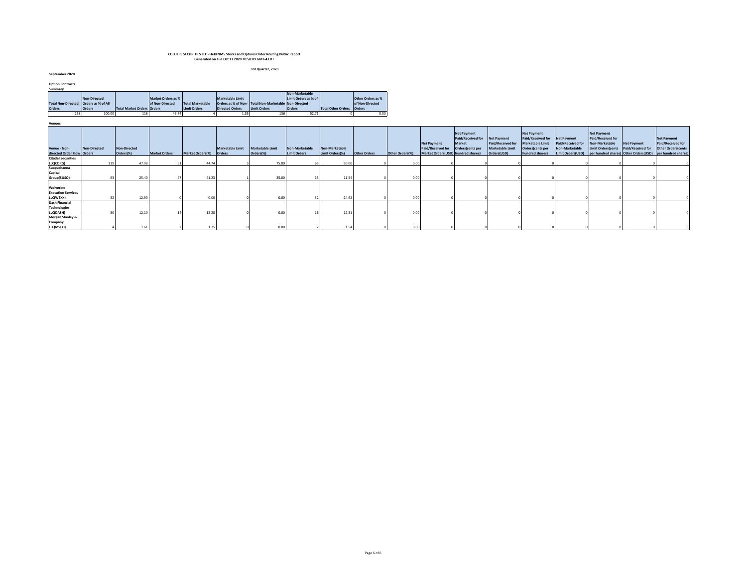**COLLIERS SECURITIES LLC - Held NMS Stocks and Options Order Routing Public Report**
**Generated on Tue Oct 13 2020 10:58:09 GMT-4 EDT**

**3rd Quarter, 2020**

**September 2020**

**Option Contracts**

**Summary**

| Total Non-Directed Orders | Non-Directed Orders as % of All Orders | Total Market Orders | Market Orders as % of Non-Directed Orders | Total Marketable Limit Orders | Marketable Limit Orders as % of Non-Directed Orders | Total Non-Marketable Limit Orders | Non-Marketable Limit Orders as % of Non-Directed Orders | Total Other Orders | Other Orders as % of Non-Directed Orders |
|---|---|---|---|---|---|---|---|---|---|
| 258 | 100.00 | 118 | 45.74 | 4 | 1.55 | 136 | 52.71 | 0 | 0.00 |

**Venues**

| Venue - Non-directed Order Flow | Non-Directed Orders | Non-Directed Orders(%) | Market Orders | Market Orders(%) | Marketable Limit Orders | Marketable Limit Orders(%) | Non-Marketable Limit Orders | Non-Marketable Limit Orders(%) | Other Orders | Other Orders(%) | Net Payment Paid/Received for Market Orders(USD) | Net Payment Paid/Received for Market Orders(cents per hundred shares) | Net Payment Paid/Received for Marketable Limit Orders(USD) | Net Payment Paid/Received for Marketable Limit Orders(cents per hundred shares) | Net Payment Paid/Received for Non-Marketable Limit Orders(USD) | Net Payment Paid/Received for Non-Marketable Limit Orders(cents per hundred shares) | Net Payment Paid/Received for Other Orders(USD) | Net Payment Paid/Received for Other Orders(cents per hundred shares) |
|---|---|---|---|---|---|---|---|---|---|---|---|---|---|---|---|---|---|---|
| Citadel Securities LLC(CDRG) | 119 | 47.98 | 51 | 44.74 | 3 | 75.00 | 65 | 50.00 | 0 | 0.00 | 0 | 0 | 0 | 0 | 0 | 0 | 0 | 0 |
| Susquehanna Capital Group(SUSQ) | 63 | 25.40 | 47 | 41.23 | 1 | 25.00 | 15 | 11.54 | 0 | 0.00 | 0 | 0 | 0 | 0 | 0 | 0 | 0 | 0 |
| Wolverine Execution Services LLC(WEXX) | 32 | 12.90 | 0 | 0.00 | 0 | 0.00 | 32 | 24.62 | 0 | 0.00 | 0 | 0 | 0 | 0 | 0 | 0 | 0 | 0 |
| Dash Financial Technologies LLC(DASH) | 30 | 12.10 | 14 | 12.28 | 0 | 0.00 | 16 | 12.31 | 0 | 0.00 | 0 | 0 | 0 | 0 | 0 | 0 | 0 | 0 |
| Morgan Stanley & Company LLC(MSCO) | 4 | 1.61 | 2 | 1.75 | 0 | 0.00 | 2 | 1.54 | 0 | 0.00 | 0 | 0 | 0 | 0 | 0 | 0 | 0 | 0 |